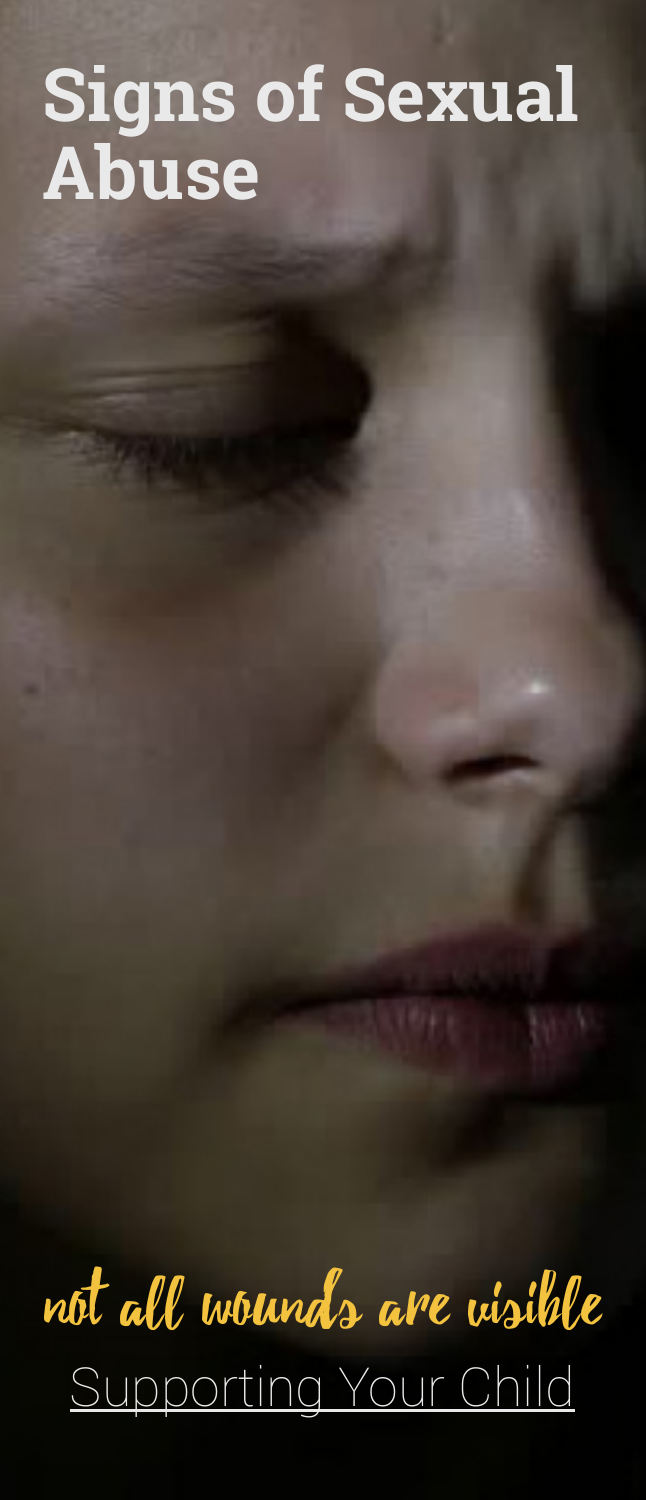# Signs of Sexual Abuse

*not all wounds are visible*

Supporting Your Child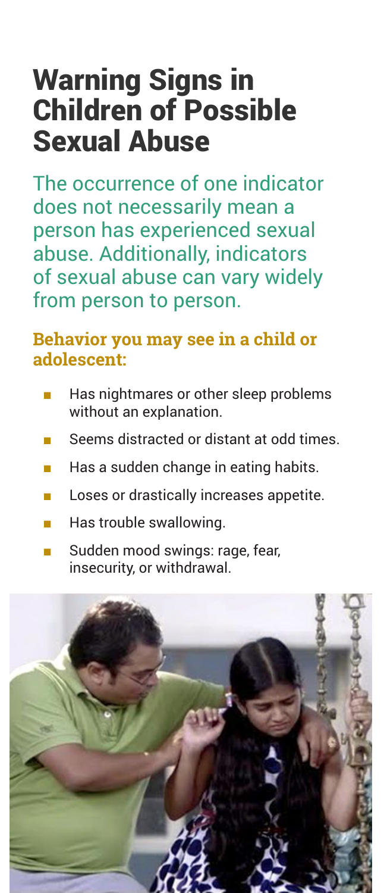# Warning Signs in Children of Possible Sexual Abuse

The occurrence of one indicator does not necessarily mean a person has experienced sexual abuse. Additionally, indicators of sexual abuse can vary widely from person to person.

### Behavior you may see in a child or adolescent:

- Has nightmares or other sleep problems without an explanation.
- Seems distracted or distant at odd times.
- Has a sudden change in eating habits.
- Loses or drastically increases appetite.
- Has trouble swallowing.
- Sudden mood swings: rage, fear, insecurity, or withdrawal.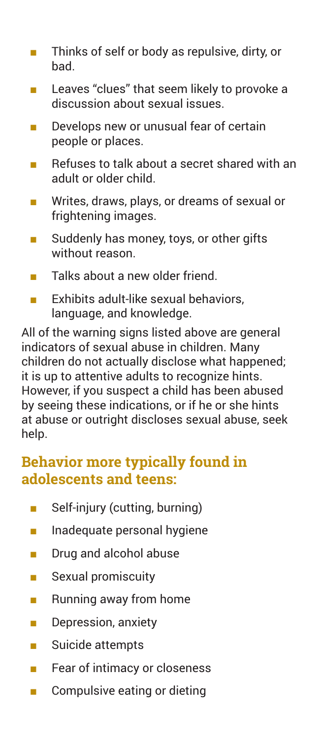- Thinks of self or body as repulsive, dirty, or bad.
- Leaves "clues" that seem likely to provoke a discussion about sexual issues.
- Develops new or unusual fear of certain people or places.
- Refuses to talk about a secret shared with an adult or older child.
- Writes, draws, plays, or dreams of sexual or frightening images.
- Suddenly has money, toys, or other gifts without reason.
- Talks about a new older friend.
- Exhibits adult-like sexual behaviors, language, and knowledge.

All of the warning signs listed above are general indicators of sexual abuse in children. Many children do not actually disclose what happened; it is up to attentive adults to recognize hints. However, if you suspect a child has been abused by seeing these indications, or if he or she hints at abuse or outright discloses sexual abuse, seek help.

## Behavior more typically found in adolescents and teens:

- Self-injury (cutting, burning)
- Inadequate personal hygiene
- Drug and alcohol abuse
- Sexual promiscuity
- Running away from home
- Depression, anxiety
- Suicide attempts
- Fear of intimacy or closeness
- Compulsive eating or dieting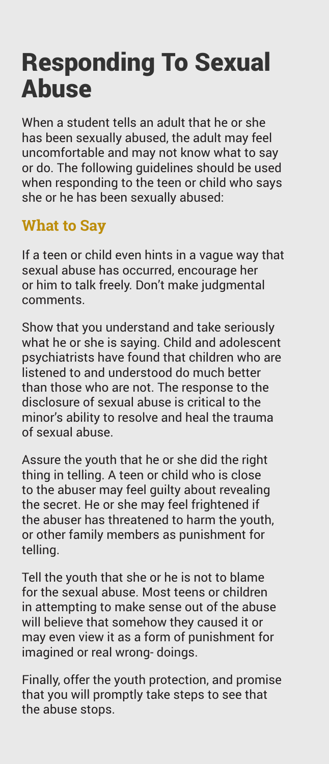# Responding To Sexual Abuse

When a student tells an adult that he or she has been sexually abused, the adult may feel uncomfortable and may not know what to say or do. The following guidelines should be used when responding to the teen or child who says she or he has been sexually abused:

## What to Say

If a teen or child even hints in a vague way that sexual abuse has occurred, encourage her or him to talk freely. Don't make judgmental comments.

Show that you understand and take seriously what he or she is saying. Child and adolescent psychiatrists have found that children who are listened to and understood do much better than those who are not. The response to the disclosure of sexual abuse is critical to the minor's ability to resolve and heal the trauma of sexual abuse.

Assure the youth that he or she did the right thing in telling. A teen or child who is close to the abuser may feel guilty about revealing the secret. He or she may feel frightened if the abuser has threatened to harm the youth, or other family members as punishment for telling.

Tell the youth that she or he is not to blame for the sexual abuse. Most teens or children in attempting to make sense out of the abuse will believe that somehow they caused it or may even view it as a form of punishment for imagined or real wrong- doings.

Finally, offer the youth protection, and promise that you will promptly take steps to see that the abuse stops.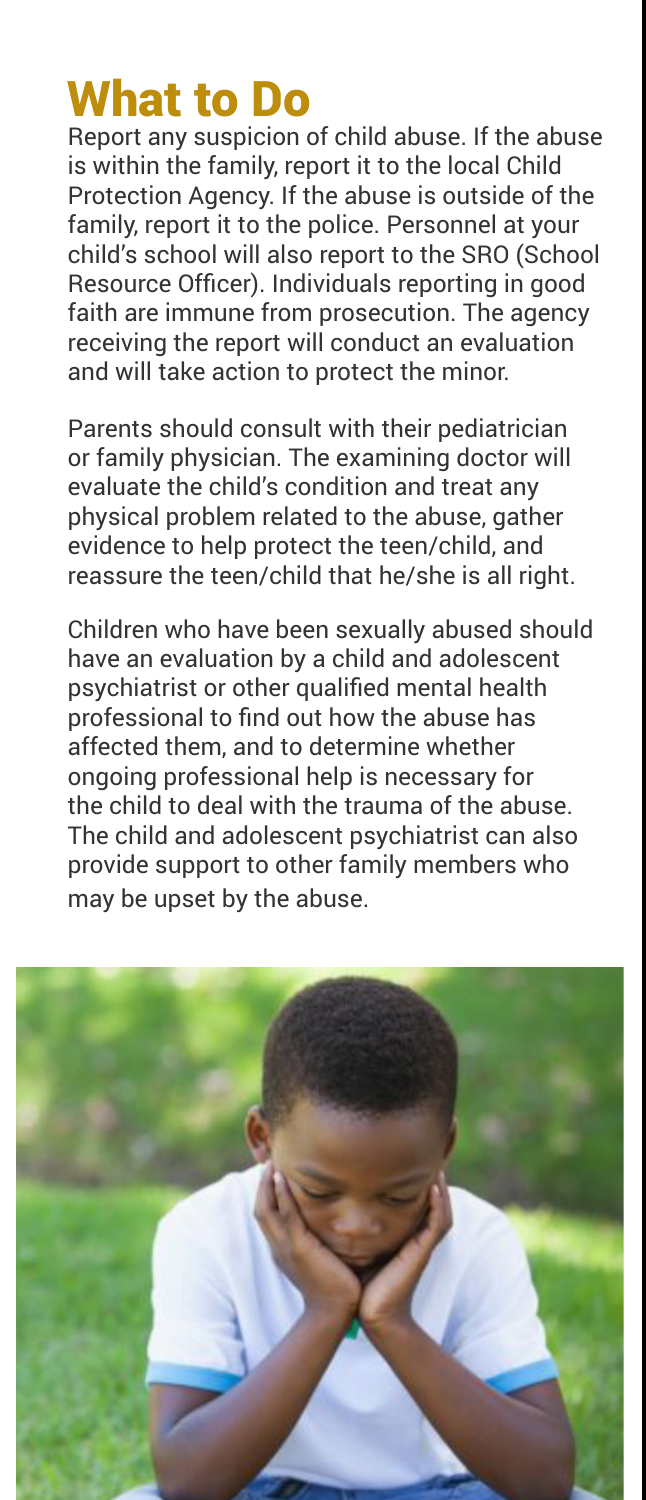# What to Do

Report any suspicion of child abuse. If the abuse is within the family, report it to the local Child Protection Agency. If the abuse is outside of the family, report it to the police. Personnel at your child's school will also report to the SRO (School Resource Officer). Individuals reporting in good faith are immune from prosecution. The agency receiving the report will conduct an evaluation and will take action to protect the minor.

Parents should consult with their pediatrician or family physician. The examining doctor will evaluate the child's condition and treat any physical problem related to the abuse, gather evidence to help protect the teen/child, and reassure the teen/child that he/she is all right.

Children who have been sexually abused should have an evaluation by a child and adolescent psychiatrist or other qualified mental health professional to find out how the abuse has affected them, and to determine whether ongoing professional help is necessary for the child to deal with the trauma of the abuse. The child and adolescent psychiatrist can also provide support to other family members who may be upset by the abuse.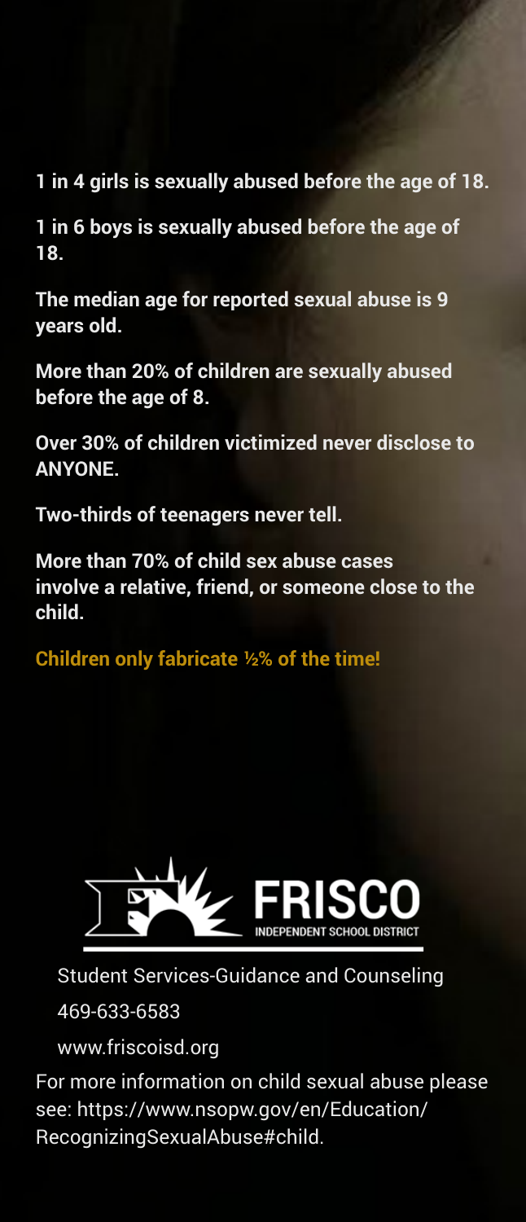**1 in 4 girls is sexually abused before the age of 18.**

**1 in 6 boys is sexually abused before the age of 18.**

**The median age for reported sexual abuse is 9 years old.**

**More than 20% of children are sexually abused before the age of 8.**

**Over 30% of children victimized never disclose to ANYONE.**

**Two-thirds of teenagers never tell.**

**More than 70% of child sex abuse cases involve a relative, friend, or someone close to the child.**

**Children only fabricate ½% of the time!**

FRISCO INDEPENDENT SCHOOL DISTRICT

Student Services-Guidance and Counseling

469-633-6583

www.friscoisd.org

For more information on child sexual abuse please see: https://www.nsopw.gov/en/Education/RecognizingSexualAbuse#child.